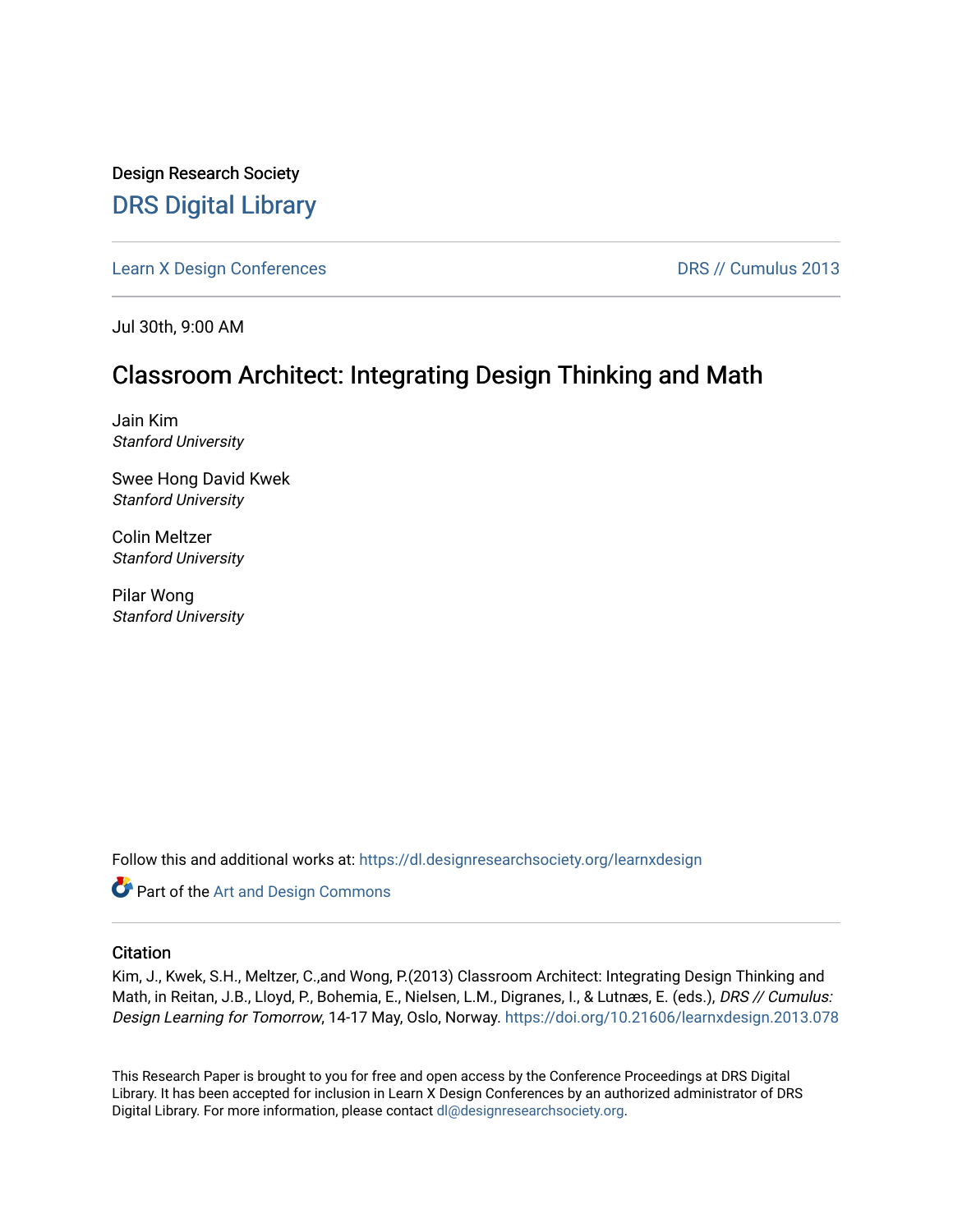Design Research Society

# DRS Digital Library

Learn X Design Conferences | DRS // Cumulus 2013

Jul 30th, 9:00 AM

## Classroom Architect: Integrating Design Thinking and Math

Jain Kim
*Stanford University*

Swee Hong David Kwek
*Stanford University*

Colin Meltzer
*Stanford University*

Pilar Wong
*Stanford University*

Follow this and additional works at: https://dl.designresearchsociety.org/learnxdesign

Part of the Art and Design Commons

### Citation

Kim, J., Kwek, S.H., Meltzer, C.,and Wong, P.(2013) Classroom Architect: Integrating Design Thinking and Math, in Reitan, J.B., Lloyd, P., Bohemia, E., Nielsen, L.M., Digranes, I., & Lutnæs, E. (eds.), *DRS // Cumulus: Design Learning for Tomorrow*, 14-17 May, Oslo, Norway. https://doi.org/10.21606/learnxdesign.2013.078

This Research Paper is brought to you for free and open access by the Conference Proceedings at DRS Digital Library. It has been accepted for inclusion in Learn X Design Conferences by an authorized administrator of DRS Digital Library. For more information, please contact dl@designresearchsociety.org.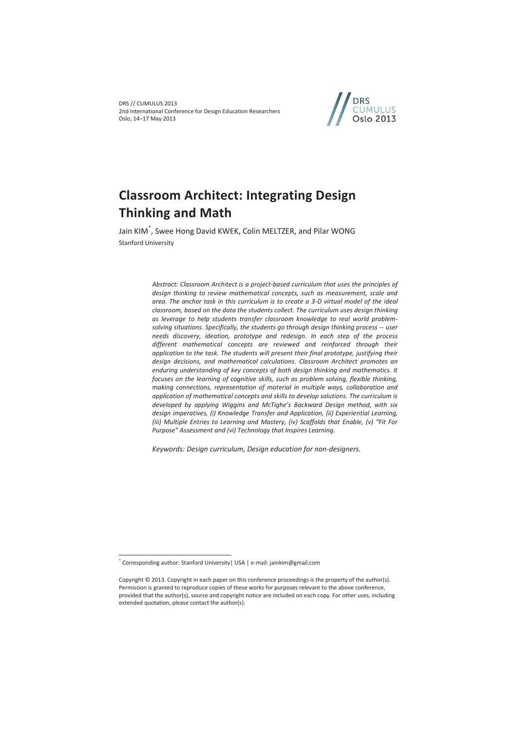# Classroom Architect: Integrating Design Thinking and Math

Jain KIM*, Swee Hong David KWEK, Colin MELTZER, and Pilar WONG

Stanford University

*Abstract: Classroom Architect is a project-based curriculum that uses the principles of design thinking to review mathematical concepts, such as measurement, scale and area. The anchor task in this curriculum is to create a 3-D virtual model of the ideal classroom, based on the data the students collect. The curriculum uses design thinking as leverage to help students transfer classroom knowledge to real world problem-solving situations. Specifically, the students go through design thinking process -- user needs discovery, ideation, prototype and redesign. In each step of the process different mathematical concepts are reviewed and reinforced through their application to the task. The students will present their final prototype, justifying their design decisions, and mathematical calculations. Classroom Architect promotes an enduring understanding of key concepts of both design thinking and mathematics. It focuses on the learning of cognitive skills, such as problem solving, flexible thinking, making connections, representation of material in multiple ways, collaboration and application of mathematical concepts and skills to develop solutions. The curriculum is developed by applying Wiggins and McTighe's Backward Design method, with six design imperatives, (i) Knowledge Transfer and Application, (ii) Experiential Learning, (iii) Multiple Entries to Learning and Mastery, (iv) Scaffolds that Enable, (v) "Fit For Purpose" Assessment and (vi) Technology that Inspires Learning.*

*Keywords: Design curriculum, Design education for non-designers.*

---

* Corresponding author: Stanford University| USA | e-mail: jainkim@gmail.com

Copyright © 2013. Copyright in each paper on this conference proceedings is the property of the author(s). Permission is granted to reproduce copies of these works for purposes relevant to the above conference, provided that the author(s), source and copyright notice are included on each copy. For other uses, including extended quotation, please contact the author(s).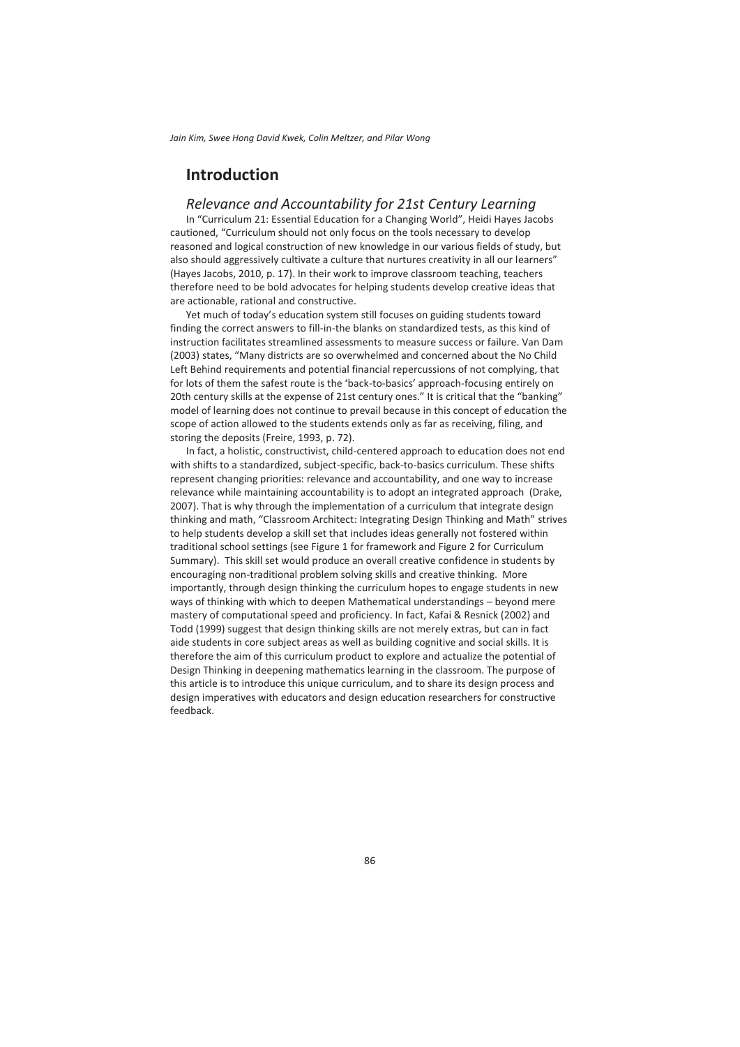# Introduction

## *Relevance and Accountability for 21st Century Learning*

In "Curriculum 21: Essential Education for a Changing World", Heidi Hayes Jacobs cautioned, "Curriculum should not only focus on the tools necessary to develop reasoned and logical construction of new knowledge in our various fields of study, but also should aggressively cultivate a culture that nurtures creativity in all our learners" (Hayes Jacobs, 2010, p. 17). In their work to improve classroom teaching, teachers therefore need to be bold advocates for helping students develop creative ideas that are actionable, rational and constructive.

Yet much of today's education system still focuses on guiding students toward finding the correct answers to fill-in-the blanks on standardized tests, as this kind of instruction facilitates streamlined assessments to measure success or failure. Van Dam (2003) states, "Many districts are so overwhelmed and concerned about the No Child Left Behind requirements and potential financial repercussions of not complying, that for lots of them the safest route is the 'back-to-basics' approach-focusing entirely on 20th century skills at the expense of 21st century ones." It is critical that the "banking" model of learning does not continue to prevail because in this concept of education the scope of action allowed to the students extends only as far as receiving, filing, and storing the deposits (Freire, 1993, p. 72).

In fact, a holistic, constructivist, child-centered approach to education does not end with shifts to a standardized, subject-specific, back-to-basics curriculum. These shifts represent changing priorities: relevance and accountability, and one way to increase relevance while maintaining accountability is to adopt an integrated approach (Drake, 2007). That is why through the implementation of a curriculum that integrate design thinking and math, "Classroom Architect: Integrating Design Thinking and Math" strives to help students develop a skill set that includes ideas generally not fostered within traditional school settings (see Figure 1 for framework and Figure 2 for Curriculum Summary). This skill set would produce an overall creative confidence in students by encouraging non-traditional problem solving skills and creative thinking. More importantly, through design thinking the curriculum hopes to engage students in new ways of thinking with which to deepen Mathematical understandings – beyond mere mastery of computational speed and proficiency. In fact, Kafai & Resnick (2002) and Todd (1999) suggest that design thinking skills are not merely extras, but can in fact aide students in core subject areas as well as building cognitive and social skills. It is therefore the aim of this curriculum product to explore and actualize the potential of Design Thinking in deepening mathematics learning in the classroom. The purpose of this article is to introduce this unique curriculum, and to share its design process and design imperatives with educators and design education researchers for constructive feedback.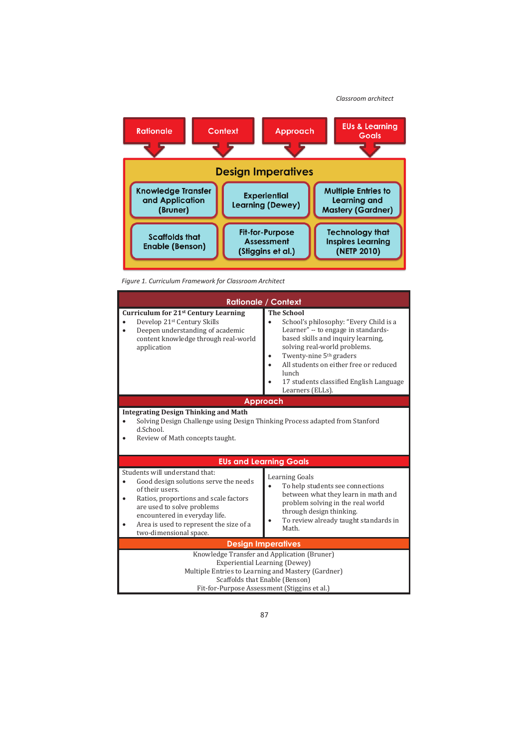| Rationale | Context | Approach | EUs & Learning Goals |
|---|---|---|---|

**Design Imperatives**

| Knowledge Transfer and Application (Bruner) | Experiential Learning (Dewey) | Multiple Entries to Learning and Mastery (Gardner) |
|---|---|---|
| Scaffolds that Enable (Benson) | Fit-for-Purpose Assessment (Stiggins et al.) | Technology that Inspires Learning (NETP 2010) |

*Figure 1. Curriculum Framework for Classroom Architect*

| Rationale / Context | |
|---|---|
| **Curriculum for 21st Century Learning**<br>• Develop 21st Century Skills<br>• Deepen understanding of academic content knowledge through real-world application | **The School**<br>• School's philosophy: "Every Child is a Learner" -- to engage in standards-based skills and inquiry learning, solving real-world problems.<br>• Twenty-nine 5th graders<br>• All students on either free or reduced lunch<br>• 17 students classified English Language Learners (ELLs). |
| **Approach** | |
| **Integrating Design Thinking and Math**<br>• Solving Design Challenge using Design Thinking Process adapted from Stanford d.School.<br>• Review of Math concepts taught. | |
| **EUs and Learning Goals** | |
| Students will understand that:<br>• Good design solutions serve the needs of their users.<br>• Ratios, proportions and scale factors are used to solve problems encountered in everyday life.<br>• Area is used to represent the size of a two-dimensional space. | Learning Goals<br>• To help students see connections between what they learn in math and problem solving in the real world through design thinking.<br>• To review already taught standards in Math. |
| **Design Imperatives** | |
| Knowledge Transfer and Application (Bruner)<br>Experiential Learning (Dewey)<br>Multiple Entries to Learning and Mastery (Gardner)<br>Scaffolds that Enable (Benson)<br>Fit-for-Purpose Assessment (Stiggins et al.) | |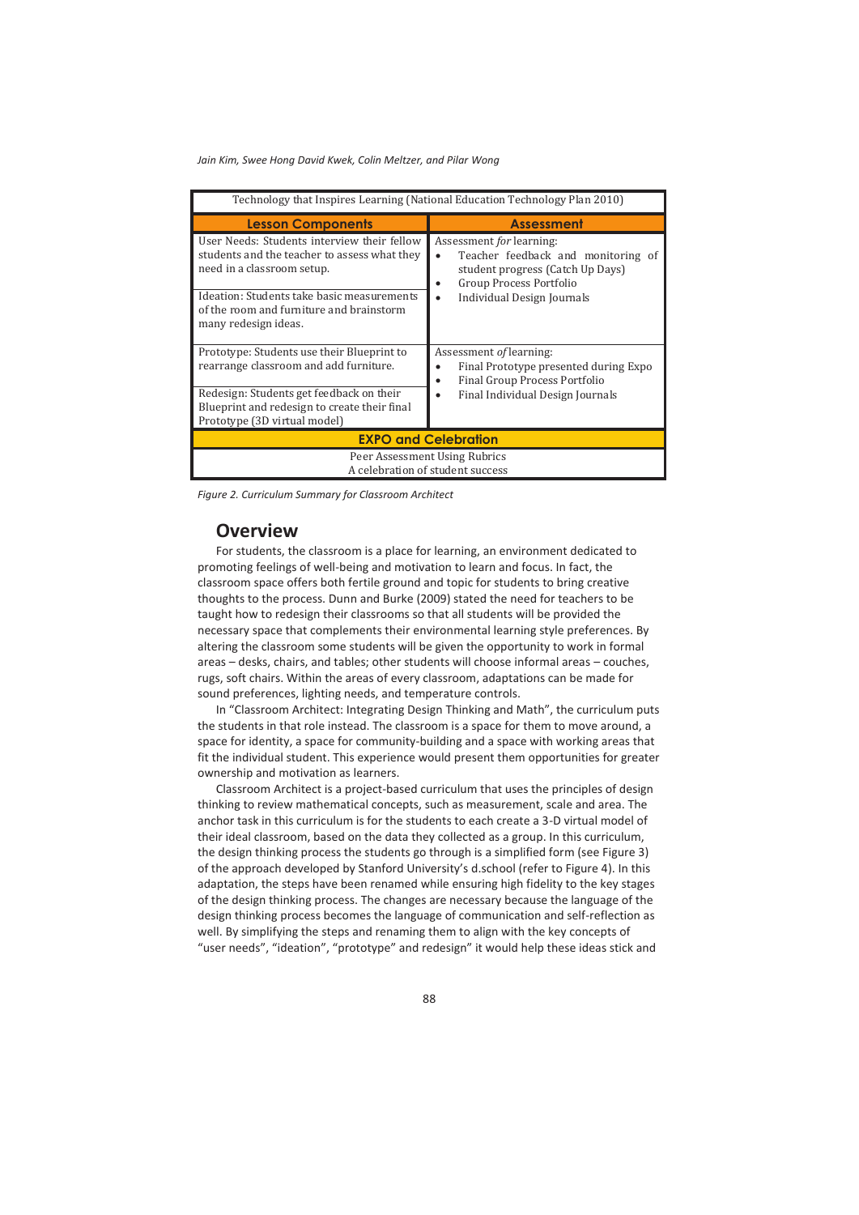| Technology that Inspires Learning (National Education Technology Plan 2010) | |
|---|---|
| **Lesson Components** | **Assessment** |
| User Needs: Students interview their fellow students and the teacher to assess what they need in a classroom setup.<br><br>Ideation: Students take basic measurements of the room and furniture and brainstorm many redesign ideas. | Assessment *for* learning:<br>• Teacher feedback and monitoring of student progress (Catch Up Days)<br>• Group Process Portfolio<br>• Individual Design Journals |
| Prototype: Students use their Blueprint to rearrange classroom and add furniture.<br><br>Redesign: Students get feedback on their Blueprint and redesign to create their final Prototype (3D virtual model) | Assessment *of* learning:<br>• Final Prototype presented during Expo<br>• Final Group Process Portfolio<br>• Final Individual Design Journals |
| **EXPO and Celebration** | |
| Peer Assessment Using Rubrics<br>A celebration of student success | |

*Figure 2. Curriculum Summary for Classroom Architect*

## Overview

For students, the classroom is a place for learning, an environment dedicated to promoting feelings of well-being and motivation to learn and focus. In fact, the classroom space offers both fertile ground and topic for students to bring creative thoughts to the process. Dunn and Burke (2009) stated the need for teachers to be taught how to redesign their classrooms so that all students will be provided the necessary space that complements their environmental learning style preferences. By altering the classroom some students will be given the opportunity to work in formal areas – desks, chairs, and tables; other students will choose informal areas – couches, rugs, soft chairs. Within the areas of every classroom, adaptations can be made for sound preferences, lighting needs, and temperature controls.

In "Classroom Architect: Integrating Design Thinking and Math", the curriculum puts the students in that role instead. The classroom is a space for them to move around, a space for identity, a space for community-building and a space with working areas that fit the individual student. This experience would present them opportunities for greater ownership and motivation as learners.

Classroom Architect is a project-based curriculum that uses the principles of design thinking to review mathematical concepts, such as measurement, scale and area. The anchor task in this curriculum is for the students to each create a 3-D virtual model of their ideal classroom, based on the data they collected as a group. In this curriculum, the design thinking process the students go through is a simplified form (see Figure 3) of the approach developed by Stanford University's d.school (refer to Figure 4). In this adaptation, the steps have been renamed while ensuring high fidelity to the key stages of the design thinking process. The changes are necessary because the language of the design thinking process becomes the language of communication and self-reflection as well. By simplifying the steps and renaming them to align with the key concepts of "user needs", "ideation", "prototype" and redesign" it would help these ideas stick and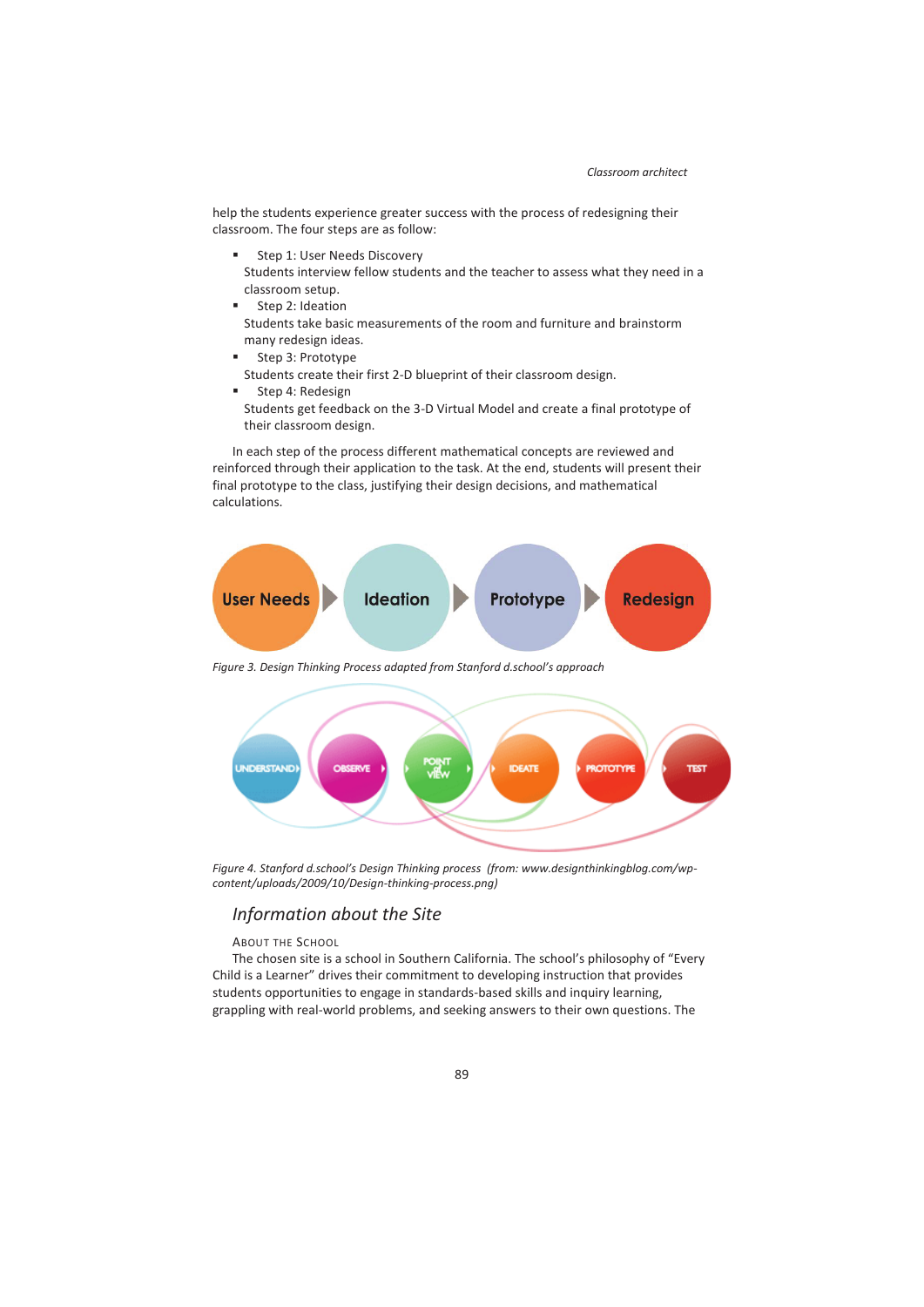help the students experience greater success with the process of redesigning their classroom. The four steps are as follow:

- Step 1: User Needs Discovery
  Students interview fellow students and the teacher to assess what they need in a classroom setup.
- Step 2: Ideation
  Students take basic measurements of the room and furniture and brainstorm many redesign ideas.
- Step 3: Prototype
  Students create their first 2-D blueprint of their classroom design.
- Step 4: Redesign
  Students get feedback on the 3-D Virtual Model and create a final prototype of their classroom design.

In each step of the process different mathematical concepts are reviewed and reinforced through their application to the task. At the end, students will present their final prototype to the class, justifying their design decisions, and mathematical calculations.

*Figure 3. Design Thinking Process adapted from Stanford d.school's approach*

*Figure 4. Stanford d.school's Design Thinking process (from: www.designthinkingblog.com/wp-content/uploads/2009/10/Design-thinking-process.png)*

## *Information about the Site*

### About the School

The chosen site is a school in Southern California. The school's philosophy of "Every Child is a Learner" drives their commitment to developing instruction that provides students opportunities to engage in standards-based skills and inquiry learning, grappling with real-world problems, and seeking answers to their own questions. The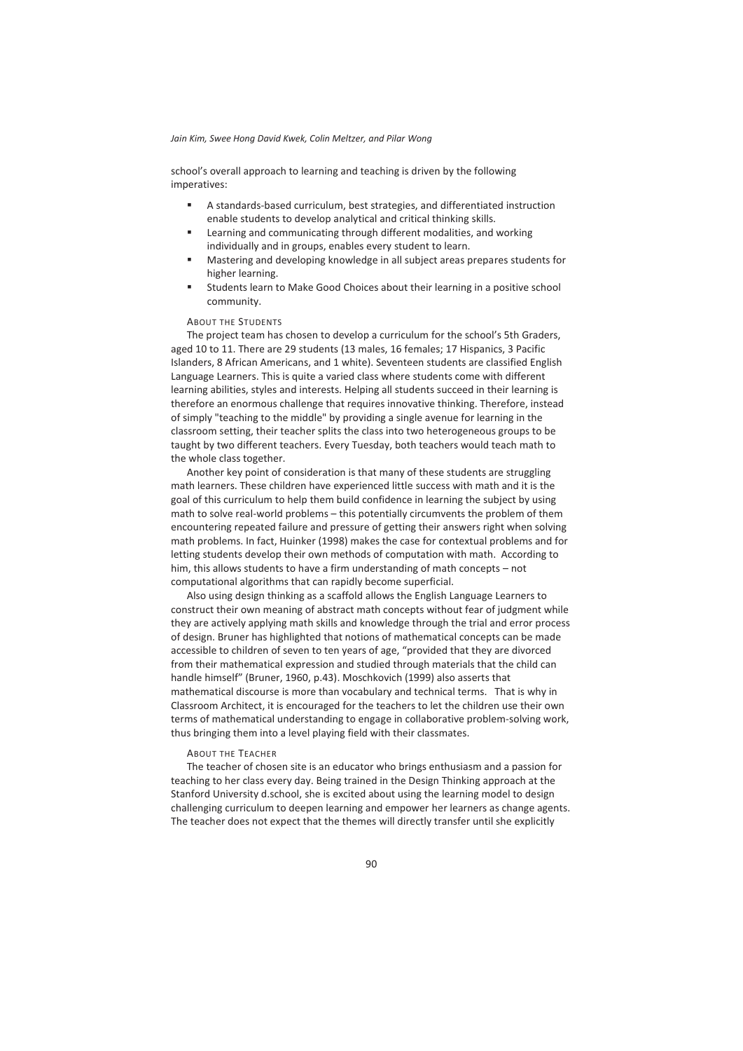school's overall approach to learning and teaching is driven by the following imperatives:

- A standards-based curriculum, best strategies, and differentiated instruction enable students to develop analytical and critical thinking skills.
- Learning and communicating through different modalities, and working individually and in groups, enables every student to learn.
- Mastering and developing knowledge in all subject areas prepares students for higher learning.
- Students learn to Make Good Choices about their learning in a positive school community.

### About the Students

The project team has chosen to develop a curriculum for the school's 5th Graders, aged 10 to 11. There are 29 students (13 males, 16 females; 17 Hispanics, 3 Pacific Islanders, 8 African Americans, and 1 white). Seventeen students are classified English Language Learners. This is quite a varied class where students come with different learning abilities, styles and interests. Helping all students succeed in their learning is therefore an enormous challenge that requires innovative thinking. Therefore, instead of simply "teaching to the middle" by providing a single avenue for learning in the classroom setting, their teacher splits the class into two heterogeneous groups to be taught by two different teachers. Every Tuesday, both teachers would teach math to the whole class together.

Another key point of consideration is that many of these students are struggling math learners. These children have experienced little success with math and it is the goal of this curriculum to help them build confidence in learning the subject by using math to solve real-world problems – this potentially circumvents the problem of them encountering repeated failure and pressure of getting their answers right when solving math problems. In fact, Huinker (1998) makes the case for contextual problems and for letting students develop their own methods of computation with math. According to him, this allows students to have a firm understanding of math concepts – not computational algorithms that can rapidly become superficial.

Also using design thinking as a scaffold allows the English Language Learners to construct their own meaning of abstract math concepts without fear of judgment while they are actively applying math skills and knowledge through the trial and error process of design. Bruner has highlighted that notions of mathematical concepts can be made accessible to children of seven to ten years of age, "provided that they are divorced from their mathematical expression and studied through materials that the child can handle himself" (Bruner, 1960, p.43). Moschkovich (1999) also asserts that mathematical discourse is more than vocabulary and technical terms. That is why in Classroom Architect, it is encouraged for the teachers to let the children use their own terms of mathematical understanding to engage in collaborative problem-solving work, thus bringing them into a level playing field with their classmates.

### About the Teacher

The teacher of chosen site is an educator who brings enthusiasm and a passion for teaching to her class every day. Being trained in the Design Thinking approach at the Stanford University d.school, she is excited about using the learning model to design challenging curriculum to deepen learning and empower her learners as change agents. The teacher does not expect that the themes will directly transfer until she explicitly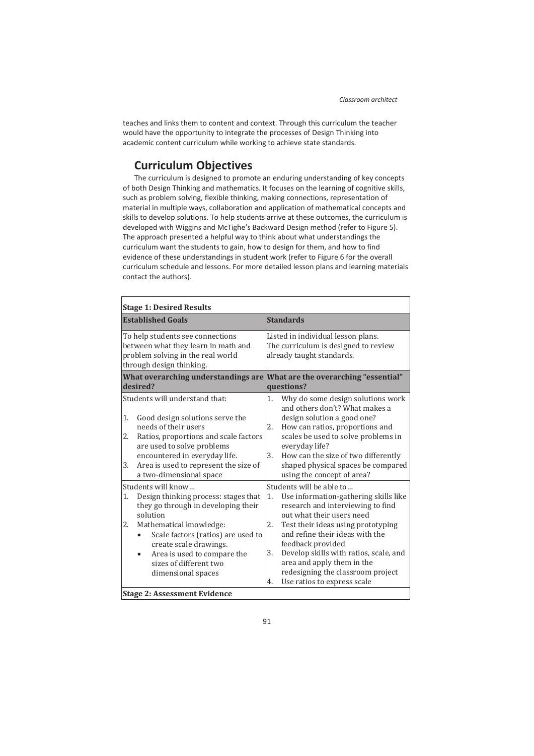teaches and links them to content and context. Through this curriculum the teacher would have the opportunity to integrate the processes of Design Thinking into academic content curriculum while working to achieve state standards.

## Curriculum Objectives

The curriculum is designed to promote an enduring understanding of key concepts of both Design Thinking and mathematics. It focuses on the learning of cognitive skills, such as problem solving, flexible thinking, making connections, representation of material in multiple ways, collaboration and application of mathematical concepts and skills to develop solutions. To help students arrive at these outcomes, the curriculum is developed with Wiggins and McTighe's Backward Design method (refer to Figure 5). The approach presented a helpful way to think about what understandings the curriculum want the students to gain, how to design for them, and how to find evidence of these understandings in student work (refer to Figure 6 for the overall curriculum schedule and lessons. For more detailed lesson plans and learning materials contact the authors).

| **Stage 1: Desired Results** | |
|---|---|
| **Established Goals** | **Standards** |
| To help students see connections between what they learn in math and problem solving in the real world through design thinking. | Listed in individual lesson plans. The curriculum is designed to review already taught standards. |
| **What overarching understandings are desired?** | **What are the overarching "essential" questions?** |
| Students will understand that:<br>1. Good design solutions serve the needs of their users<br>2. Ratios, proportions and scale factors are used to solve problems encountered in everyday life.<br>3. Area is used to represent the size of a two-dimensional space | 1. Why do some design solutions work and others don't? What makes a design solution a good one?<br>2. How can ratios, proportions and scales be used to solve problems in everyday life?<br>3. How can the size of two differently shaped physical spaces be compared using the concept of area? |
| Students will know…<br>1. Design thinking process: stages that they go through in developing their solution<br>2. Mathematical knowledge:<br>• Scale factors (ratios) are used to create scale drawings.<br>• Area is used to compare the sizes of different two dimensional spaces | Students will be able to…<br>1. Use information-gathering skills like research and interviewing to find out what their users need<br>2. Test their ideas using prototyping and refine their ideas with the feedback provided<br>3. Develop skills with ratios, scale, and area and apply them in the redesigning the classroom project<br>4. Use ratios to express scale |
| **Stage 2: Assessment Evidence** | |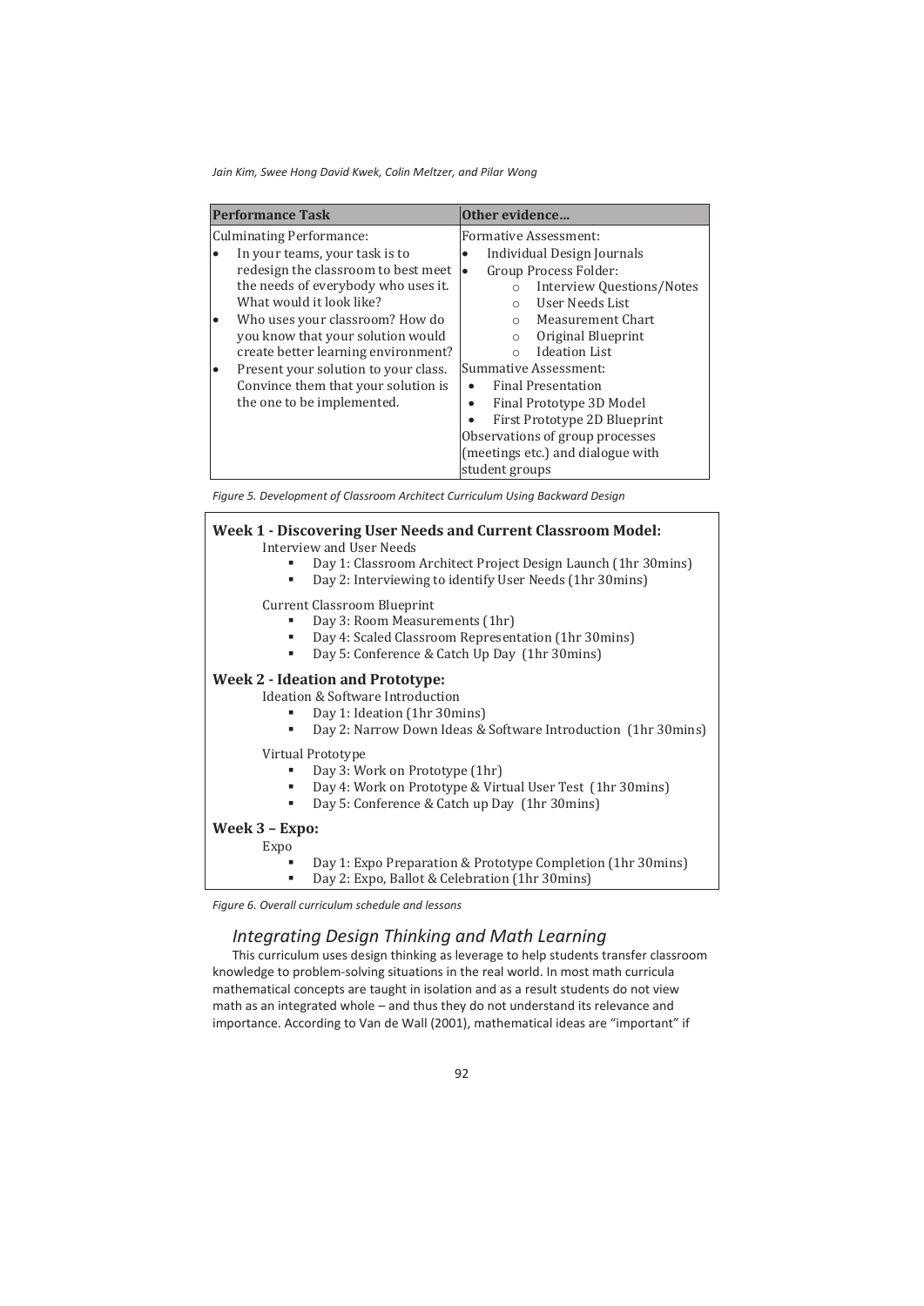| Performance Task | Other evidence… |
|---|---|
| Culminating Performance:<br>• In your teams, your task is to redesign the classroom to best meet the needs of everybody who uses it. What would it look like?<br>• Who uses your classroom? How do you know that your solution would create better learning environment?<br>• Present your solution to your class. Convince them that your solution is the one to be implemented. | Formative Assessment:<br>• Individual Design Journals<br>• Group Process Folder:<br>  ○ Interview Questions/Notes<br>  ○ User Needs List<br>  ○ Measurement Chart<br>  ○ Original Blueprint<br>  ○ Ideation List<br>Summative Assessment:<br>• Final Presentation<br>• Final Prototype 3D Model<br>• First Prototype 2D Blueprint<br>Observations of group processes (meetings etc.) and dialogue with student groups |

*Figure 5. Development of Classroom Architect Curriculum Using Backward Design*

**Week 1 - Discovering User Needs and Current Classroom Model:**

Interview and User Needs

- Day 1: Classroom Architect Project Design Launch (1hr 30mins)
- Day 2: Interviewing to identify User Needs (1hr 30mins)

Current Classroom Blueprint

- Day 3: Room Measurements (1hr)
- Day 4: Scaled Classroom Representation (1hr 30mins)
- Day 5: Conference & Catch Up Day (1hr 30mins)

**Week 2 - Ideation and Prototype:**

Ideation & Software Introduction

- Day 1: Ideation (1hr 30mins)
- Day 2: Narrow Down Ideas & Software Introduction (1hr 30mins)

Virtual Prototype

- Day 3: Work on Prototype (1hr)
- Day 4: Work on Prototype & Virtual User Test (1hr 30mins)
- Day 5: Conference & Catch up Day (1hr 30mins)

**Week 3 – Expo:**

Expo

- Day 1: Expo Preparation & Prototype Completion (1hr 30mins)
- Day 2: Expo, Ballot & Celebration (1hr 30mins)

*Figure 6. Overall curriculum schedule and lessons*

## *Integrating Design Thinking and Math Learning*

This curriculum uses design thinking as leverage to help students transfer classroom knowledge to problem-solving situations in the real world. In most math curricula mathematical concepts are taught in isolation and as a result students do not view math as an integrated whole – and thus they do not understand its relevance and importance. According to Van de Wall (2001), mathematical ideas are "important" if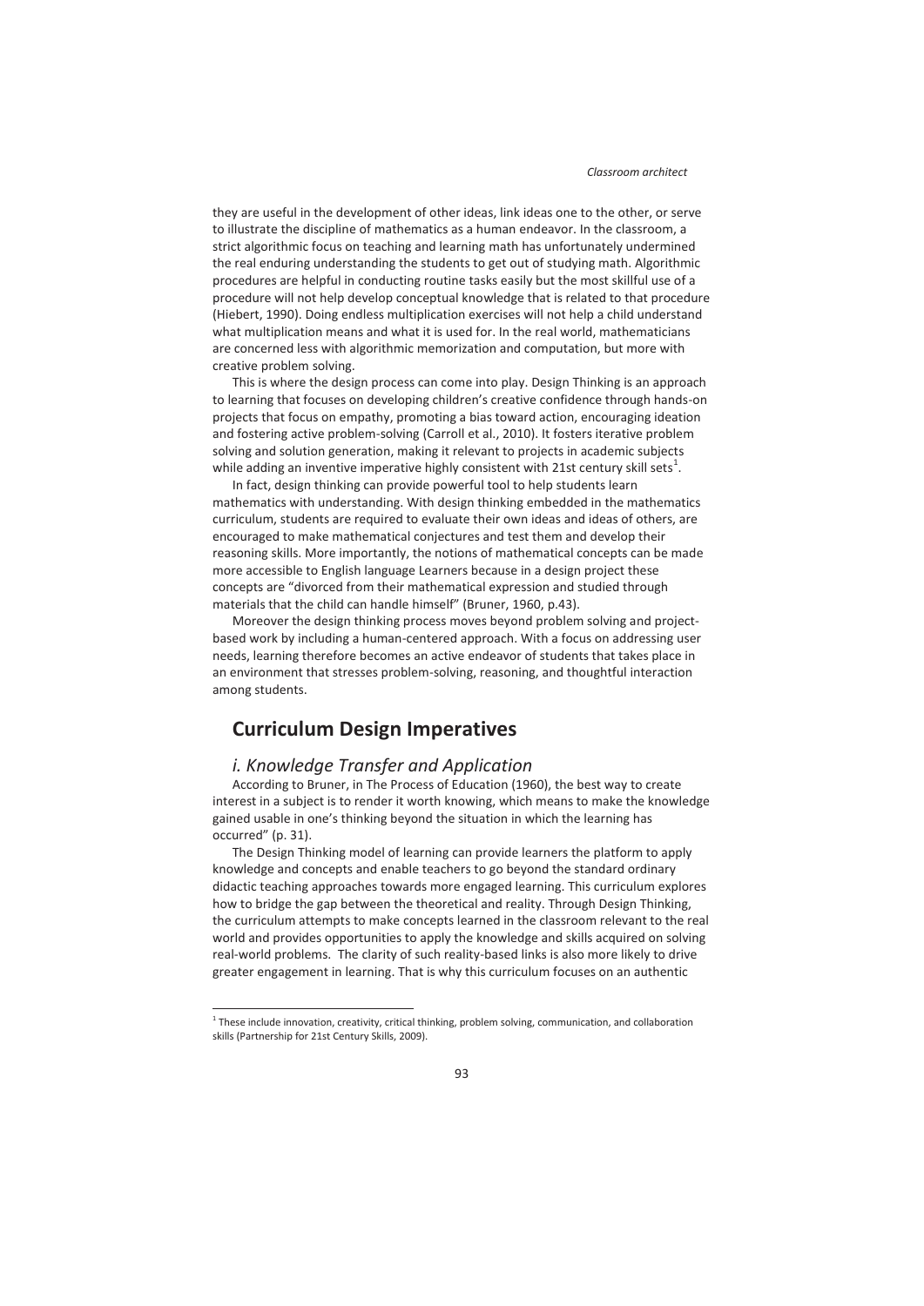they are useful in the development of other ideas, link ideas one to the other, or serve to illustrate the discipline of mathematics as a human endeavor. In the classroom, a strict algorithmic focus on teaching and learning math has unfortunately undermined the real enduring understanding the students to get out of studying math. Algorithmic procedures are helpful in conducting routine tasks easily but the most skillful use of a procedure will not help develop conceptual knowledge that is related to that procedure (Hiebert, 1990). Doing endless multiplication exercises will not help a child understand what multiplication means and what it is used for. In the real world, mathematicians are concerned less with algorithmic memorization and computation, but more with creative problem solving.

This is where the design process can come into play. Design Thinking is an approach to learning that focuses on developing children's creative confidence through hands-on projects that focus on empathy, promoting a bias toward action, encouraging ideation and fostering active problem-solving (Carroll et al., 2010). It fosters iterative problem solving and solution generation, making it relevant to projects in academic subjects while adding an inventive imperative highly consistent with 21st century skill sets[1].

In fact, design thinking can provide powerful tool to help students learn mathematics with understanding. With design thinking embedded in the mathematics curriculum, students are required to evaluate their own ideas and ideas of others, are encouraged to make mathematical conjectures and test them and develop their reasoning skills. More importantly, the notions of mathematical concepts can be made more accessible to English language Learners because in a design project these concepts are "divorced from their mathematical expression and studied through materials that the child can handle himself" (Bruner, 1960, p.43).

Moreover the design thinking process moves beyond problem solving and project-based work by including a human-centered approach. With a focus on addressing user needs, learning therefore becomes an active endeavor of students that takes place in an environment that stresses problem-solving, reasoning, and thoughtful interaction among students.

## Curriculum Design Imperatives

### *i. Knowledge Transfer and Application*

According to Bruner, in The Process of Education (1960), the best way to create interest in a subject is to render it worth knowing, which means to make the knowledge gained usable in one's thinking beyond the situation in which the learning has occurred" (p. 31).

The Design Thinking model of learning can provide learners the platform to apply knowledge and concepts and enable teachers to go beyond the standard ordinary didactic teaching approaches towards more engaged learning. This curriculum explores how to bridge the gap between the theoretical and reality. Through Design Thinking, the curriculum attempts to make concepts learned in the classroom relevant to the real world and provides opportunities to apply the knowledge and skills acquired on solving real-world problems. The clarity of such reality-based links is also more likely to drive greater engagement in learning. That is why this curriculum focuses on an authentic

[1] These include innovation, creativity, critical thinking, problem solving, communication, and collaboration skills (Partnership for 21st Century Skills, 2009).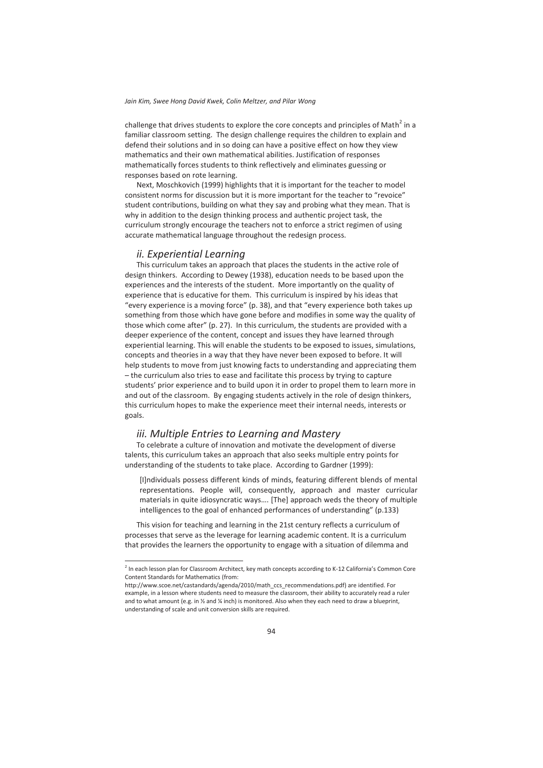challenge that drives students to explore the core concepts and principles of Math[2] in a familiar classroom setting. The design challenge requires the children to explain and defend their solutions and in so doing can have a positive effect on how they view mathematics and their own mathematical abilities. Justification of responses mathematically forces students to think reflectively and eliminates guessing or responses based on rote learning.

Next, Moschkovich (1999) highlights that it is important for the teacher to model consistent norms for discussion but it is more important for the teacher to "revoice" student contributions, building on what they say and probing what they mean. That is why in addition to the design thinking process and authentic project task, the curriculum strongly encourage the teachers not to enforce a strict regimen of using accurate mathematical language throughout the redesign process.

### *ii. Experiential Learning*

This curriculum takes an approach that places the students in the active role of design thinkers. According to Dewey (1938), education needs to be based upon the experiences and the interests of the student. More importantly on the quality of experience that is educative for them. This curriculum is inspired by his ideas that "every experience is a moving force" (p. 38), and that "every experience both takes up something from those which have gone before and modifies in some way the quality of those which come after" (p. 27). In this curriculum, the students are provided with a deeper experience of the content, concept and issues they have learned through experiential learning. This will enable the students to be exposed to issues, simulations, concepts and theories in a way that they have never been exposed to before. It will help students to move from just knowing facts to understanding and appreciating them – the curriculum also tries to ease and facilitate this process by trying to capture students' prior experience and to build upon it in order to propel them to learn more in and out of the classroom. By engaging students actively in the role of design thinkers, this curriculum hopes to make the experience meet their internal needs, interests or goals.

### *iii. Multiple Entries to Learning and Mastery*

To celebrate a culture of innovation and motivate the development of diverse talents, this curriculum takes an approach that also seeks multiple entry points for understanding of the students to take place. According to Gardner (1999):

> [I]ndividuals possess different kinds of minds, featuring different blends of mental representations. People will, consequently, approach and master curricular materials in quite idiosyncratic ways…. [The] approach weds the theory of multiple intelligences to the goal of enhanced performances of understanding" (p.133)

This vision for teaching and learning in the 21st century reflects a curriculum of processes that serve as the leverage for learning academic content. It is a curriculum that provides the learners the opportunity to engage with a situation of dilemma and

---

[2] In each lesson plan for Classroom Architect, key math concepts according to K-12 California's Common Core Content Standards for Mathematics (from: http://www.scoe.net/castandards/agenda/2010/math_ccs_recommendations.pdf) are identified. For example, in a lesson where students need to measure the classroom, their ability to accurately read a ruler and to what amount (e.g. in ½ and ¼ inch) is monitored. Also when they each need to draw a blueprint, understanding of scale and unit conversion skills are required.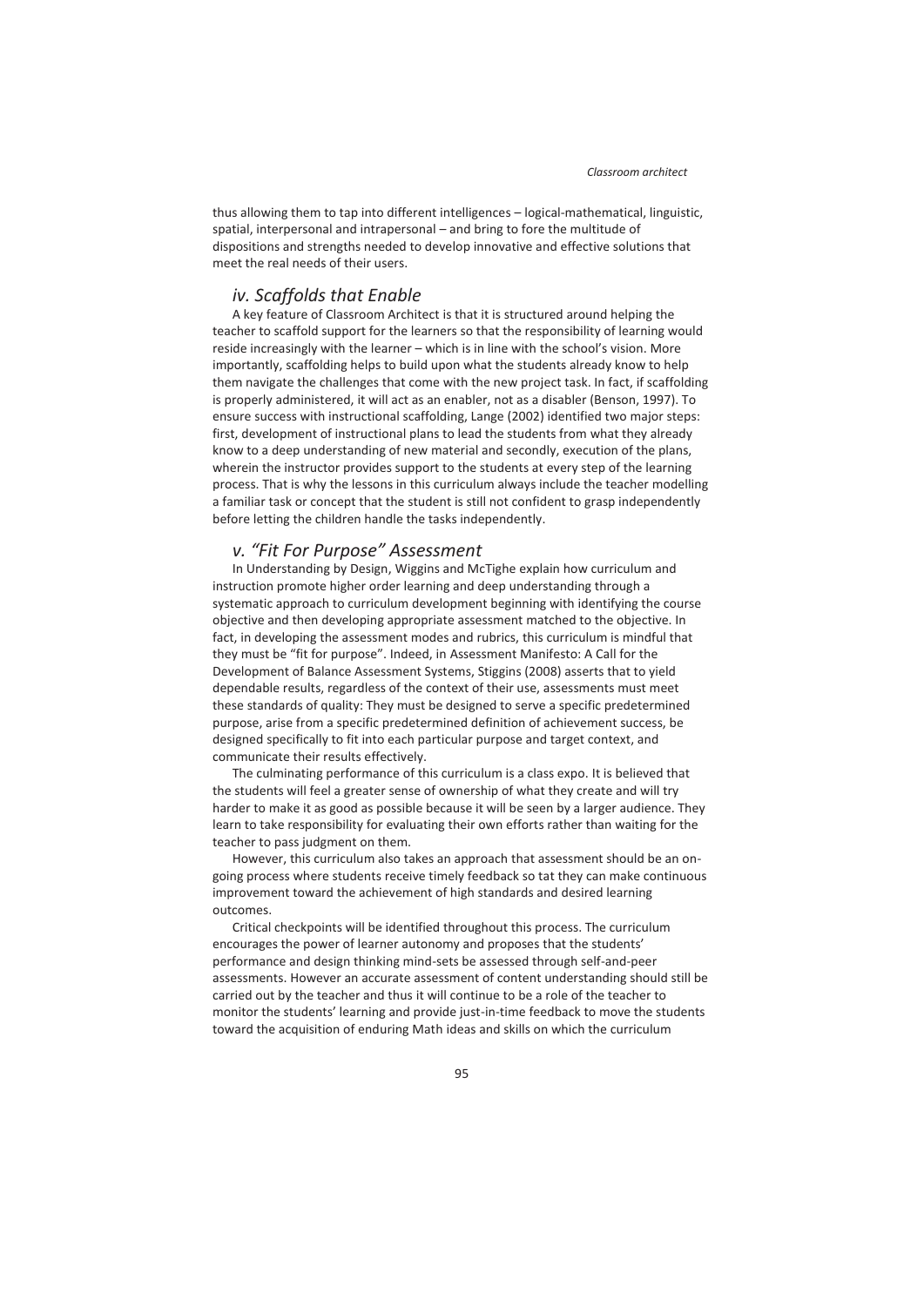thus allowing them to tap into different intelligences – logical-mathematical, linguistic, spatial, interpersonal and intrapersonal – and bring to fore the multitude of dispositions and strengths needed to develop innovative and effective solutions that meet the real needs of their users.

### *iv. Scaffolds that Enable*

A key feature of Classroom Architect is that it is structured around helping the teacher to scaffold support for the learners so that the responsibility of learning would reside increasingly with the learner – which is in line with the school's vision. More importantly, scaffolding helps to build upon what the students already know to help them navigate the challenges that come with the new project task. In fact, if scaffolding is properly administered, it will act as an enabler, not as a disabler (Benson, 1997). To ensure success with instructional scaffolding, Lange (2002) identified two major steps: first, development of instructional plans to lead the students from what they already know to a deep understanding of new material and secondly, execution of the plans, wherein the instructor provides support to the students at every step of the learning process. That is why the lessons in this curriculum always include the teacher modelling a familiar task or concept that the student is still not confident to grasp independently before letting the children handle the tasks independently.

### *v. "Fit For Purpose" Assessment*

In Understanding by Design, Wiggins and McTighe explain how curriculum and instruction promote higher order learning and deep understanding through a systematic approach to curriculum development beginning with identifying the course objective and then developing appropriate assessment matched to the objective. In fact, in developing the assessment modes and rubrics, this curriculum is mindful that they must be "fit for purpose". Indeed, in Assessment Manifesto: A Call for the Development of Balance Assessment Systems, Stiggins (2008) asserts that to yield dependable results, regardless of the context of their use, assessments must meet these standards of quality: They must be designed to serve a specific predetermined purpose, arise from a specific predetermined definition of achievement success, be designed specifically to fit into each particular purpose and target context, and communicate their results effectively.

The culminating performance of this curriculum is a class expo. It is believed that the students will feel a greater sense of ownership of what they create and will try harder to make it as good as possible because it will be seen by a larger audience. They learn to take responsibility for evaluating their own efforts rather than waiting for the teacher to pass judgment on them.

However, this curriculum also takes an approach that assessment should be an on-going process where students receive timely feedback so tat they can make continuous improvement toward the achievement of high standards and desired learning outcomes.

Critical checkpoints will be identified throughout this process. The curriculum encourages the power of learner autonomy and proposes that the students' performance and design thinking mind-sets be assessed through self-and-peer assessments. However an accurate assessment of content understanding should still be carried out by the teacher and thus it will continue to be a role of the teacher to monitor the students' learning and provide just-in-time feedback to move the students toward the acquisition of enduring Math ideas and skills on which the curriculum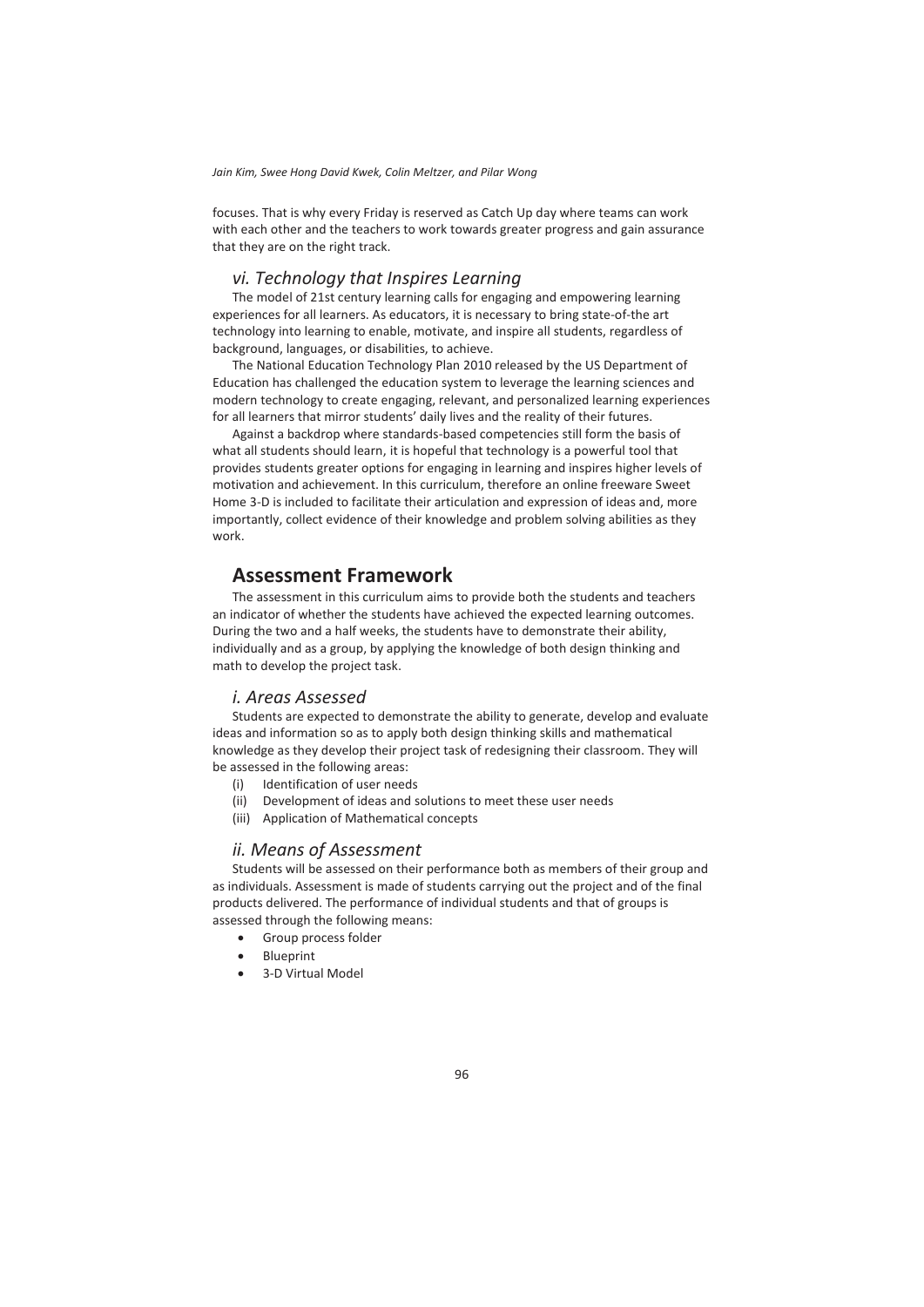focuses. That is why every Friday is reserved as Catch Up day where teams can work with each other and the teachers to work towards greater progress and gain assurance that they are on the right track.

### *vi. Technology that Inspires Learning*

The model of 21st century learning calls for engaging and empowering learning experiences for all learners. As educators, it is necessary to bring state-of-the art technology into learning to enable, motivate, and inspire all students, regardless of background, languages, or disabilities, to achieve.

The National Education Technology Plan 2010 released by the US Department of Education has challenged the education system to leverage the learning sciences and modern technology to create engaging, relevant, and personalized learning experiences for all learners that mirror students' daily lives and the reality of their futures.

Against a backdrop where standards-based competencies still form the basis of what all students should learn, it is hopeful that technology is a powerful tool that provides students greater options for engaging in learning and inspires higher levels of motivation and achievement. In this curriculum, therefore an online freeware Sweet Home 3-D is included to facilitate their articulation and expression of ideas and, more importantly, collect evidence of their knowledge and problem solving abilities as they work.

## Assessment Framework

The assessment in this curriculum aims to provide both the students and teachers an indicator of whether the students have achieved the expected learning outcomes. During the two and a half weeks, the students have to demonstrate their ability, individually and as a group, by applying the knowledge of both design thinking and math to develop the project task.

### *i. Areas Assessed*

Students are expected to demonstrate the ability to generate, develop and evaluate ideas and information so as to apply both design thinking skills and mathematical knowledge as they develop their project task of redesigning their classroom. They will be assessed in the following areas:

(i) Identification of user needs
(ii) Development of ideas and solutions to meet these user needs
(iii) Application of Mathematical concepts

### *ii. Means of Assessment*

Students will be assessed on their performance both as members of their group and as individuals. Assessment is made of students carrying out the project and of the final products delivered. The performance of individual students and that of groups is assessed through the following means:

- Group process folder
- Blueprint
- 3-D Virtual Model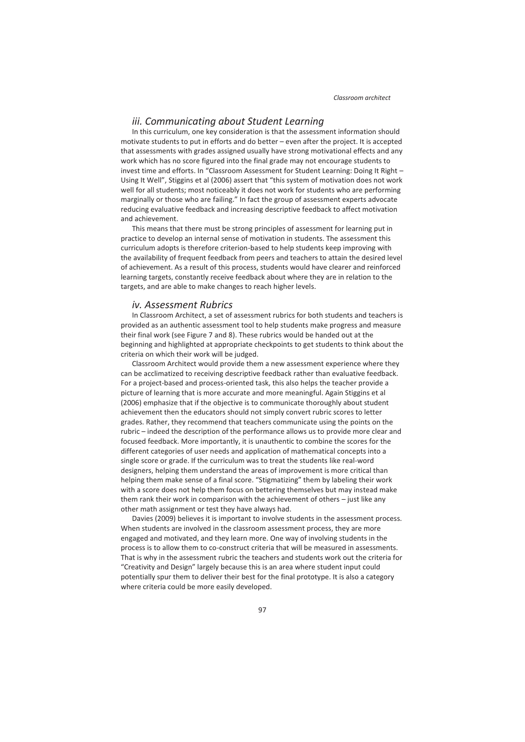### *iii. Communicating about Student Learning*

In this curriculum, one key consideration is that the assessment information should motivate students to put in efforts and do better – even after the project. It is accepted that assessments with grades assigned usually have strong motivational effects and any work which has no score figured into the final grade may not encourage students to invest time and efforts. In "Classroom Assessment for Student Learning: Doing It Right – Using It Well", Stiggins et al (2006) assert that "this system of motivation does not work well for all students; most noticeably it does not work for students who are performing marginally or those who are failing." In fact the group of assessment experts advocate reducing evaluative feedback and increasing descriptive feedback to affect motivation and achievement.

This means that there must be strong principles of assessment for learning put in practice to develop an internal sense of motivation in students. The assessment this curriculum adopts is therefore criterion-based to help students keep improving with the availability of frequent feedback from peers and teachers to attain the desired level of achievement. As a result of this process, students would have clearer and reinforced learning targets, constantly receive feedback about where they are in relation to the targets, and are able to make changes to reach higher levels.

### *iv. Assessment Rubrics*

In Classroom Architect, a set of assessment rubrics for both students and teachers is provided as an authentic assessment tool to help students make progress and measure their final work (see Figure 7 and 8). These rubrics would be handed out at the beginning and highlighted at appropriate checkpoints to get students to think about the criteria on which their work will be judged.

Classroom Architect would provide them a new assessment experience where they can be acclimatized to receiving descriptive feedback rather than evaluative feedback. For a project-based and process-oriented task, this also helps the teacher provide a picture of learning that is more accurate and more meaningful. Again Stiggins et al (2006) emphasize that if the objective is to communicate thoroughly about student achievement then the educators should not simply convert rubric scores to letter grades. Rather, they recommend that teachers communicate using the points on the rubric – indeed the description of the performance allows us to provide more clear and focused feedback. More importantly, it is unauthentic to combine the scores for the different categories of user needs and application of mathematical concepts into a single score or grade. If the curriculum was to treat the students like real-word designers, helping them understand the areas of improvement is more critical than helping them make sense of a final score. "Stigmatizing" them by labeling their work with a score does not help them focus on bettering themselves but may instead make them rank their work in comparison with the achievement of others – just like any other math assignment or test they have always had.

Davies (2009) believes it is important to involve students in the assessment process. When students are involved in the classroom assessment process, they are more engaged and motivated, and they learn more. One way of involving students in the process is to allow them to co-construct criteria that will be measured in assessments. That is why in the assessment rubric the teachers and students work out the criteria for "Creativity and Design" largely because this is an area where student input could potentially spur them to deliver their best for the final prototype. It is also a category where criteria could be more easily developed.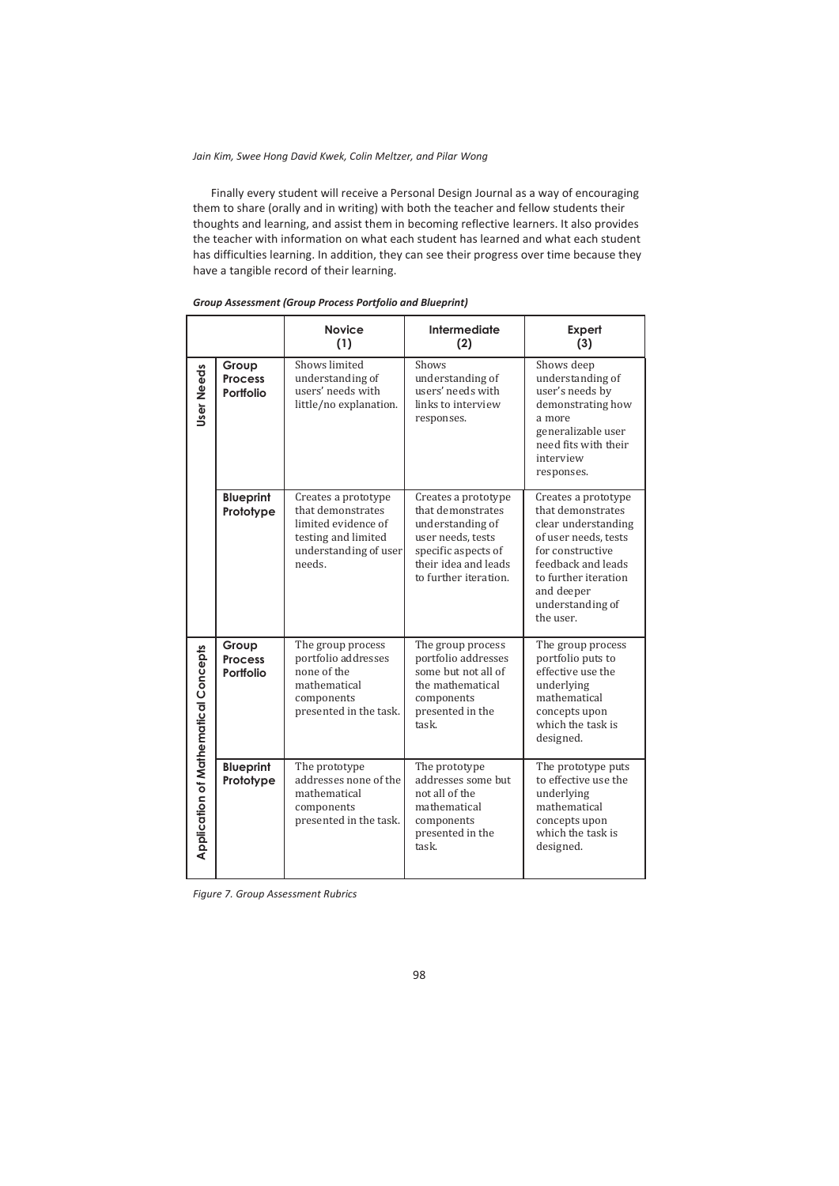Finally every student will receive a Personal Design Journal as a way of encouraging them to share (orally and in writing) with both the teacher and fellow students their thoughts and learning, and assist them in becoming reflective learners. It also provides the teacher with information on what each student has learned and what each student has difficulties learning. In addition, they can see their progress over time because they have a tangible record of their learning.

***Group Assessment (Group Process Portfolio and Blueprint)***

| | | Novice (1) | Intermediate (2) | Expert (3) |
|---|---|---|---|---|
| **User Needs** | **Group Process Portfolio** | Shows limited understanding of users' needs with little/no explanation. | Shows understanding of users' needs with links to interview responses. | Shows deep understanding of user's needs by demonstrating how a more generalizable user need fits with their interview responses. |
| | **Blueprint Prototype** | Creates a prototype that demonstrates limited evidence of testing and limited understanding of user needs. | Creates a prototype that demonstrates understanding of user needs, tests specific aspects of their idea and leads to further iteration. | Creates a prototype that demonstrates clear understanding of user needs, tests for constructive feedback and leads to further iteration and deeper understanding of the user. |
| **Application of Mathematical Concepts** | **Group Process Portfolio** | The group process portfolio addresses none of the mathematical components presented in the task. | The group process portfolio addresses some but not all of the mathematical components presented in the task. | The group process portfolio puts to effective use the underlying mathematical concepts upon which the task is designed. |
| | **Blueprint Prototype** | The prototype addresses none of the mathematical components presented in the task. | The prototype addresses some but not all of the mathematical components presented in the task. | The prototype puts to effective use the underlying mathematical concepts upon which the task is designed. |

*Figure 7. Group Assessment Rubrics*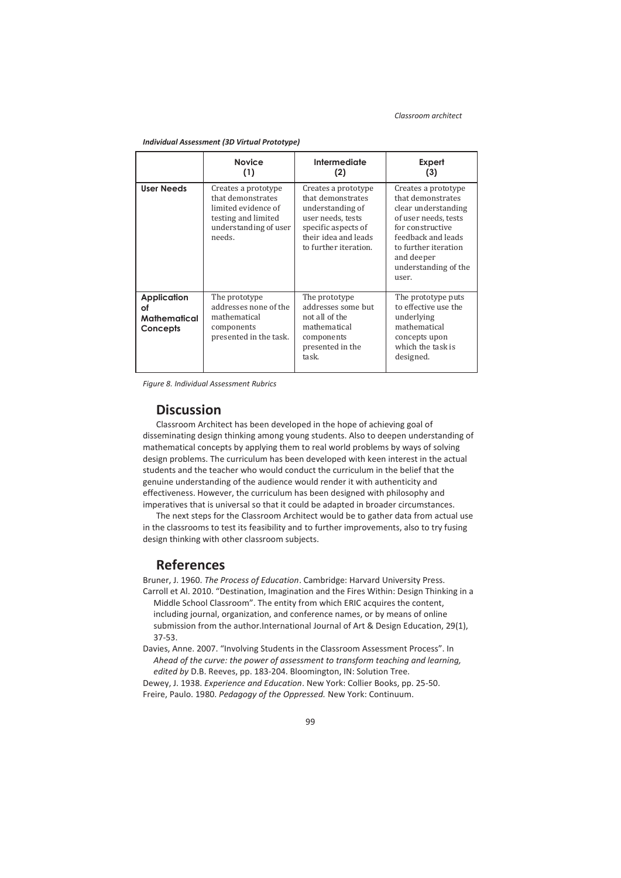***Individual Assessment (3D Virtual Prototype)***

| | **Novice (1)** | **Intermediate (2)** | **Expert (3)** |
|---|---|---|---|
| **User Needs** | Creates a prototype that demonstrates limited evidence of testing and limited understanding of user needs. | Creates a prototype that demonstrates understanding of user needs, tests specific aspects of their idea and leads to further iteration. | Creates a prototype that demonstrates clear understanding of user needs, tests for constructive feedback and leads to further iteration and deeper understanding of the user. |
| **Application of Mathematical Concepts** | The prototype addresses none of the mathematical components presented in the task. | The prototype addresses some but not all of the mathematical components presented in the task. | The prototype puts to effective use the underlying mathematical concepts upon which the task is designed. |

*Figure 8. Individual Assessment Rubrics*

## Discussion

Classroom Architect has been developed in the hope of achieving goal of disseminating design thinking among young students. Also to deepen understanding of mathematical concepts by applying them to real world problems by ways of solving design problems. The curriculum has been developed with keen interest in the actual students and the teacher who would conduct the curriculum in the belief that the genuine understanding of the audience would render it with authenticity and effectiveness. However, the curriculum has been designed with philosophy and imperatives that is universal so that it could be adapted in broader circumstances.

The next steps for the Classroom Architect would be to gather data from actual use in the classrooms to test its feasibility and to further improvements, also to try fusing design thinking with other classroom subjects.

## References

Bruner, J. 1960. *The Process of Education*. Cambridge: Harvard University Press.

Carroll et Al. 2010. "Destination, Imagination and the Fires Within: Design Thinking in a Middle School Classroom". The entity from which ERIC acquires the content, including journal, organization, and conference names, or by means of online submission from the author.International Journal of Art & Design Education, 29(1), 37-53.

Davies, Anne. 2007. "Involving Students in the Classroom Assessment Process". In *Ahead of the curve: the power of assessment to transform teaching and learning, edited by* D.B. Reeves, pp. 183-204. Bloomington, IN: Solution Tree.

Dewey, J. 1938. *Experience and Education*. New York: Collier Books, pp. 25-50.

Freire, Paulo. 1980. *Pedagogy of the Oppressed.* New York: Continuum.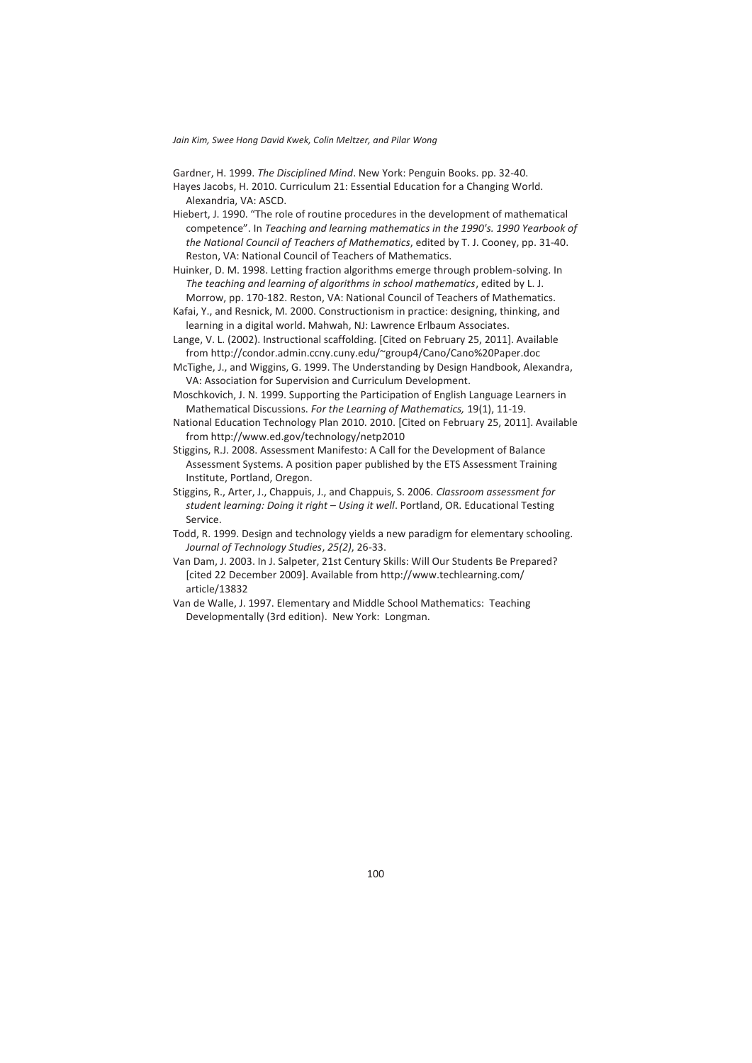Gardner, H. 1999. *The Disciplined Mind*. New York: Penguin Books. pp. 32-40.

Hayes Jacobs, H. 2010. Curriculum 21: Essential Education for a Changing World. Alexandria, VA: ASCD.

Hiebert, J. 1990. "The role of routine procedures in the development of mathematical competence". In *Teaching and learning mathematics in the 1990's. 1990 Yearbook of the National Council of Teachers of Mathematics*, edited by T. J. Cooney, pp. 31-40. Reston, VA: National Council of Teachers of Mathematics.

Huinker, D. M. 1998. Letting fraction algorithms emerge through problem-solving. In *The teaching and learning of algorithms in school mathematics*, edited by L. J. Morrow, pp. 170-182. Reston, VA: National Council of Teachers of Mathematics.

Kafai, Y., and Resnick, M. 2000. Constructionism in practice: designing, thinking, and learning in a digital world. Mahwah, NJ: Lawrence Erlbaum Associates.

Lange, V. L. (2002). Instructional scaffolding. [Cited on February 25, 2011]. Available from http://condor.admin.ccny.cuny.edu/~group4/Cano/Cano%20Paper.doc

McTighe, J., and Wiggins, G. 1999. The Understanding by Design Handbook, Alexandra, VA: Association for Supervision and Curriculum Development.

Moschkovich, J. N. 1999. Supporting the Participation of English Language Learners in Mathematical Discussions. *For the Learning of Mathematics,* 19(1), 11-19.

National Education Technology Plan 2010. 2010. [Cited on February 25, 2011]. Available from http://www.ed.gov/technology/netp2010

Stiggins, R.J. 2008. Assessment Manifesto: A Call for the Development of Balance Assessment Systems. A position paper published by the ETS Assessment Training Institute, Portland, Oregon.

Stiggins, R., Arter, J., Chappuis, J., and Chappuis, S. 2006. *Classroom assessment for student learning: Doing it right – Using it well*. Portland, OR. Educational Testing Service.

Todd, R. 1999. Design and technology yields a new paradigm for elementary schooling. *Journal of Technology Studies*, *25(2)*, 26-33.

Van Dam, J. 2003. In J. Salpeter, 21st Century Skills: Will Our Students Be Prepared? [cited 22 December 2009]. Available from http://www.techlearning.com/article/13832

Van de Walle, J. 1997. Elementary and Middle School Mathematics: Teaching Developmentally (3rd edition). New York: Longman.